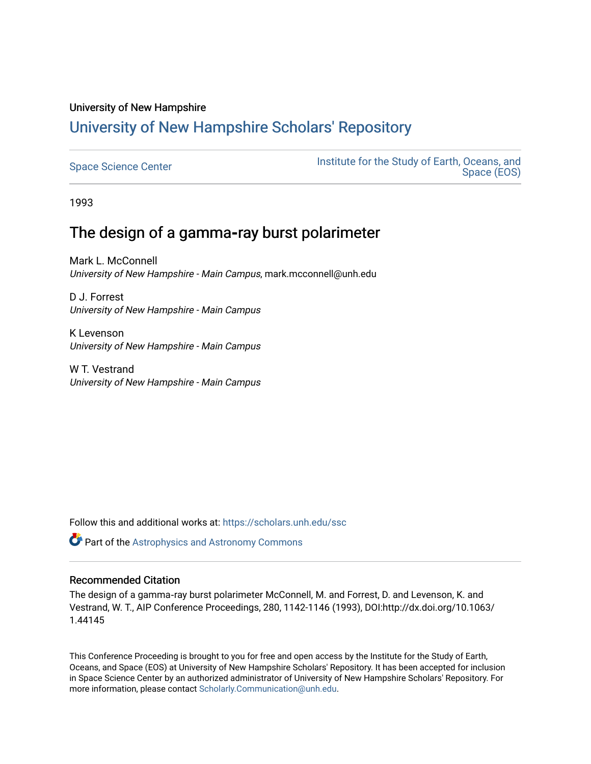University of New Hampshire

# University of New Hampshire Scholars' Repository

Space Science Center

Institute for the Study of Earth, Oceans, and Space (EOS)

1993

## The design of a gamma-ray burst polarimeter

Mark L. McConnell
*University of New Hampshire - Main Campus*, mark.mcconnell@unh.edu

D J. Forrest
*University of New Hampshire - Main Campus*

K Levenson
*University of New Hampshire - Main Campus*

W T. Vestrand
*University of New Hampshire - Main Campus*

Follow this and additional works at: https://scholars.unh.edu/ssc

Part of the Astrophysics and Astronomy Commons

### Recommended Citation

The design of a gamma-ray burst polarimeter McConnell, M. and Forrest, D. and Levenson, K. and Vestrand, W. T., AIP Conference Proceedings, 280, 1142-1146 (1993), DOI:http://dx.doi.org/10.1063/1.44145

This Conference Proceeding is brought to you for free and open access by the Institute for the Study of Earth, Oceans, and Space (EOS) at University of New Hampshire Scholars' Repository. It has been accepted for inclusion in Space Science Center by an authorized administrator of University of New Hampshire Scholars' Repository. For more information, please contact Scholarly.Communication@unh.edu.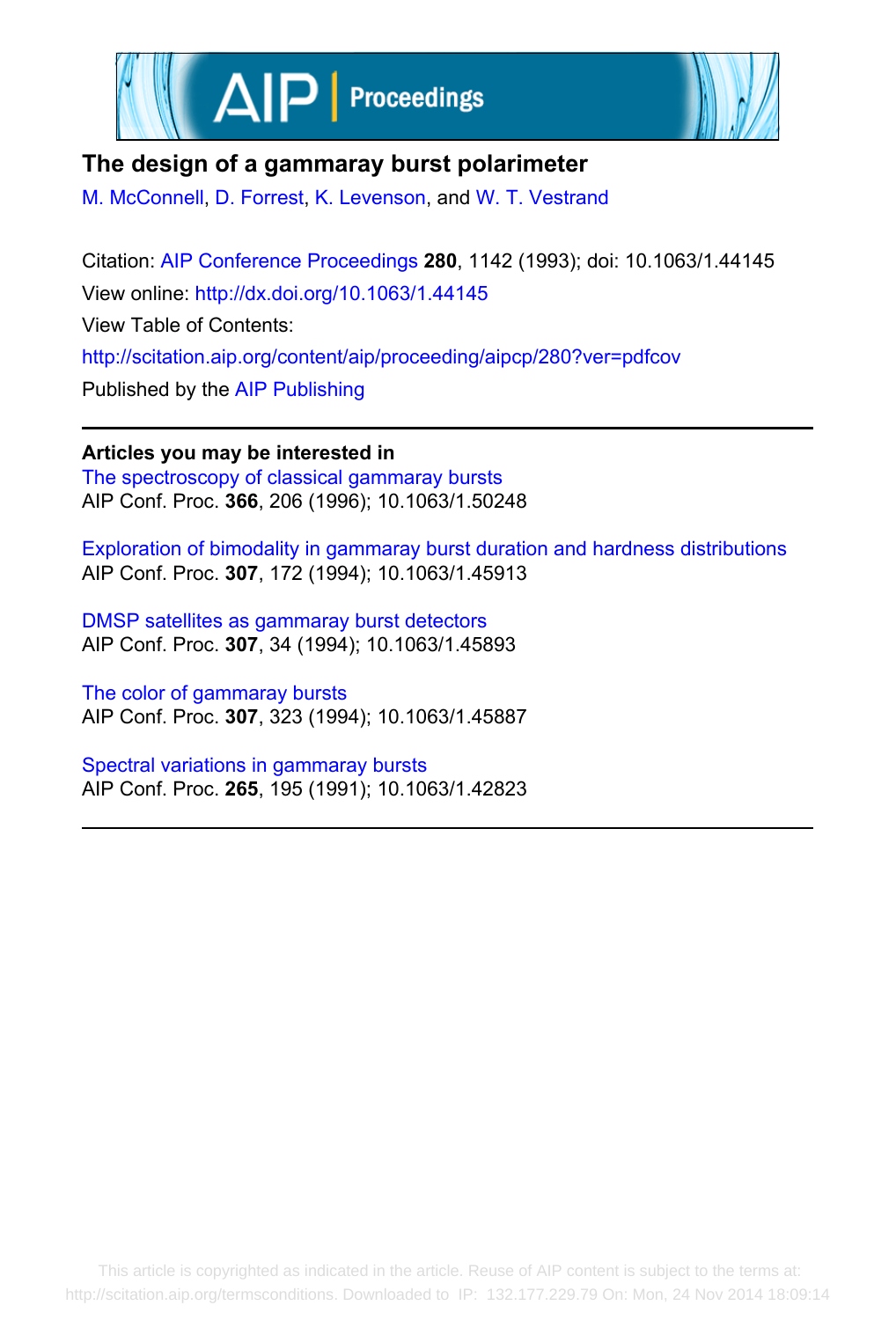# The design of a gammaray burst polarimeter

M. McConnell, D. Forrest, K. Levenson, and W. T. Vestrand

Citation: AIP Conference Proceedings **280**, 1142 (1993); doi: 10.1063/1.44145

View online: http://dx.doi.org/10.1063/1.44145

View Table of Contents: http://scitation.aip.org/content/aip/proceeding/aipcp/280?ver=pdfcov

Published by the AIP Publishing

---

**Articles you may be interested in**

The spectroscopy of classical gammaray bursts
AIP Conf. Proc. **366**, 206 (1996); 10.1063/1.50248

Exploration of bimodality in gammaray burst duration and hardness distributions
AIP Conf. Proc. **307**, 172 (1994); 10.1063/1.45913

DMSP satellites as gammaray burst detectors
AIP Conf. Proc. **307**, 34 (1994); 10.1063/1.45893

The color of gammaray bursts
AIP Conf. Proc. **307**, 323 (1994); 10.1063/1.45887

Spectral variations in gammaray bursts
AIP Conf. Proc. **265**, 195 (1991); 10.1063/1.42823

---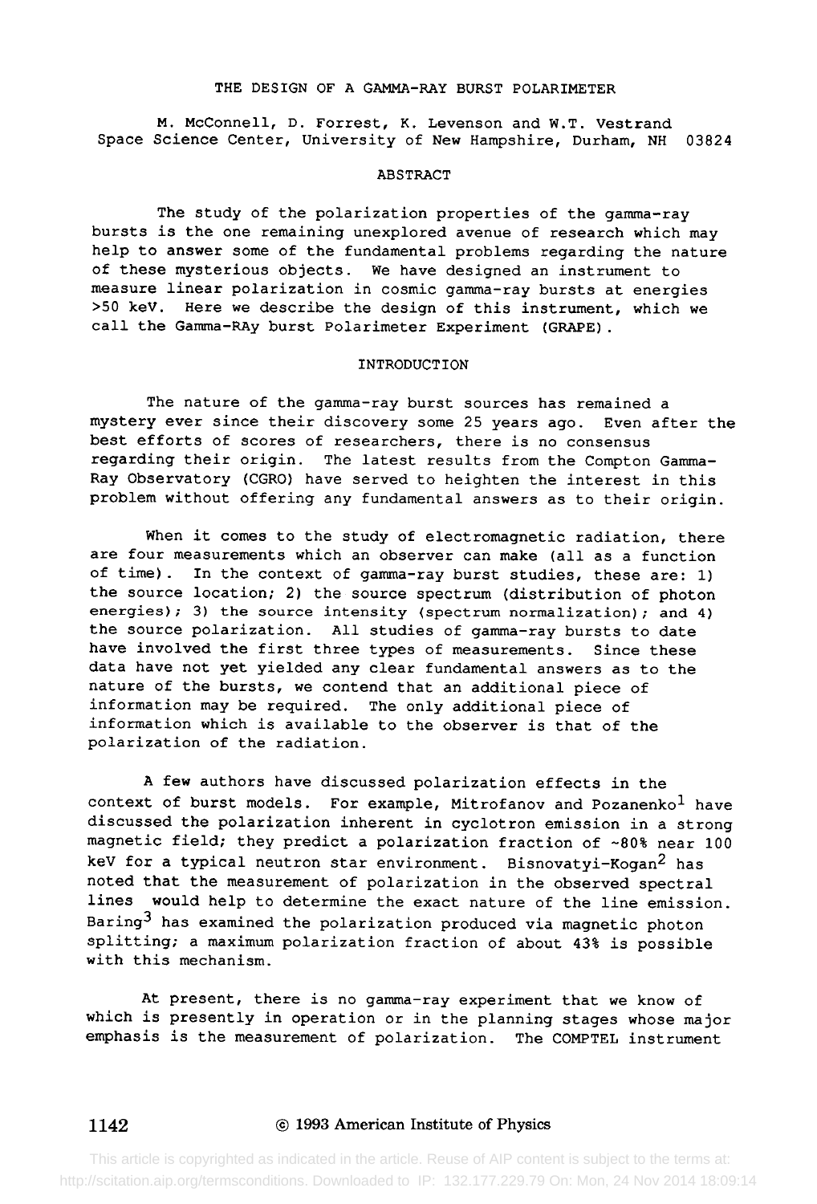# THE DESIGN OF A GAMMA-RAY BURST POLARIMETER

M. McConnell, D. Forrest, K. Levenson and W.T. Vestrand
Space Science Center, University of New Hampshire, Durham, NH 03824

## ABSTRACT

The study of the polarization properties of the gamma-ray bursts is the one remaining unexplored avenue of research which may help to answer some of the fundamental problems regarding the nature of these mysterious objects. We have designed an instrument to measure linear polarization in cosmic gamma-ray bursts at energies >50 keV. Here we describe the design of this instrument, which we call the Gamma-RAy burst Polarimeter Experiment (GRAPE).

## INTRODUCTION

The nature of the gamma-ray burst sources has remained a mystery ever since their discovery some 25 years ago. Even after the best efforts of scores of researchers, there is no consensus regarding their origin. The latest results from the Compton Gamma-Ray Observatory (CGRO) have served to heighten the interest in this problem without offering any fundamental answers as to their origin.

When it comes to the study of electromagnetic radiation, there are four measurements which an observer can make (all as a function of time). In the context of gamma-ray burst studies, these are: 1) the source location; 2) the source spectrum (distribution of photon energies); 3) the source intensity (spectrum normalization); and 4) the source polarization. All studies of gamma-ray bursts to date have involved the first three types of measurements. Since these data have not yet yielded any clear fundamental answers as to the nature of the bursts, we contend that an additional piece of information may be required. The only additional piece of information which is available to the observer is that of the polarization of the radiation.

A few authors have discussed polarization effects in the context of burst models. For example, Mitrofanov and Pozanenko[1] have discussed the polarization inherent in cyclotron emission in a strong magnetic field; they predict a polarization fraction of ~80% near 100 keV for a typical neutron star environment. Bisnovatyi-Kogan[2] has noted that the measurement of polarization in the observed spectral lines would help to determine the exact nature of the line emission. Baring[3] has examined the polarization produced via magnetic photon splitting; a maximum polarization fraction of about 43% is possible with this mechanism.

At present, there is no gamma-ray experiment that we know of which is presently in operation or in the planning stages whose major emphasis is the measurement of polarization. The COMPTEL instrument

© 1993 American Institute of Physics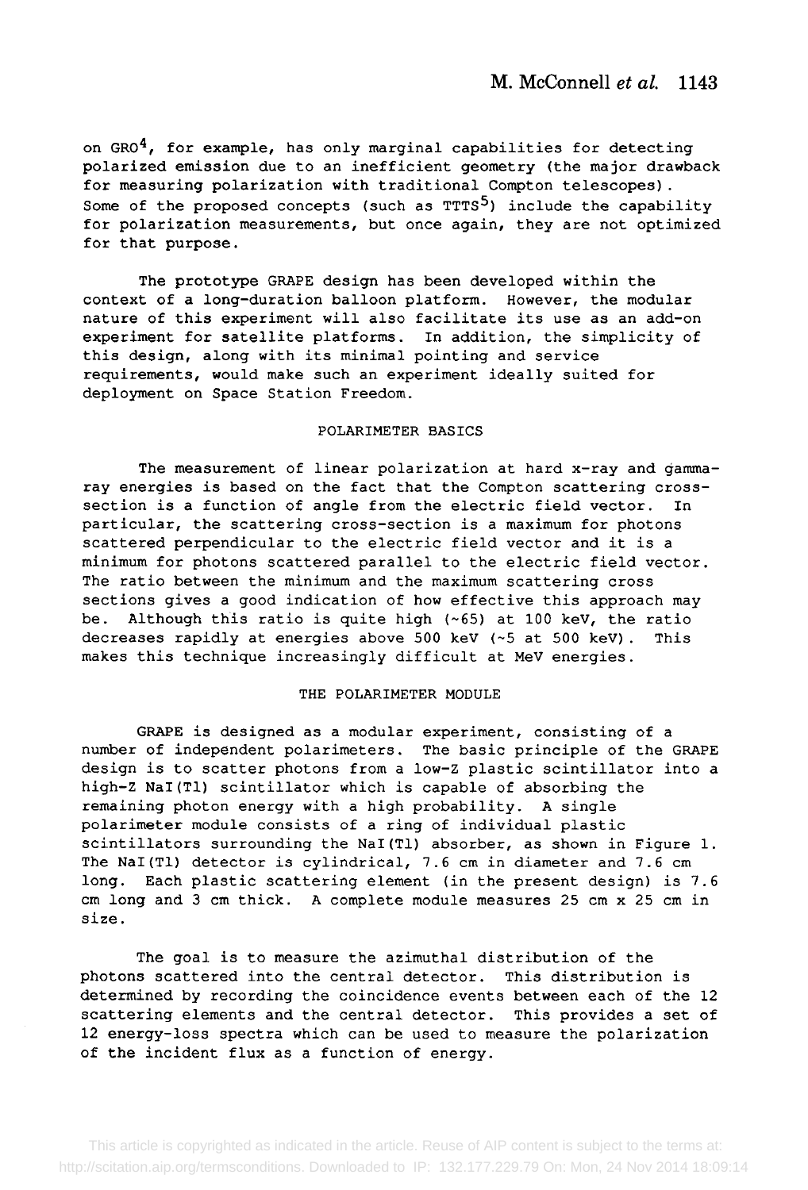on GRO[4], for example, has only marginal capabilities for detecting polarized emission due to an inefficient geometry (the major drawback for measuring polarization with traditional Compton telescopes). Some of the proposed concepts (such as TTTS[5]) include the capability for polarization measurements, but once again, they are not optimized for that purpose.

The prototype GRAPE design has been developed within the context of a long-duration balloon platform. However, the modular nature of this experiment will also facilitate its use as an add-on experiment for satellite platforms. In addition, the simplicity of this design, along with its minimal pointing and service requirements, would make such an experiment ideally suited for deployment on Space Station Freedom.

## POLARIMETER BASICS

The measurement of linear polarization at hard x-ray and gamma-ray energies is based on the fact that the Compton scattering cross-section is a function of angle from the electric field vector. In particular, the scattering cross-section is a maximum for photons scattered perpendicular to the electric field vector and it is a minimum for photons scattered parallel to the electric field vector. The ratio between the minimum and the maximum scattering cross sections gives a good indication of how effective this approach may be. Although this ratio is quite high (~65) at 100 keV, the ratio decreases rapidly at energies above 500 keV (~5 at 500 keV). This makes this technique increasingly difficult at MeV energies.

## THE POLARIMETER MODULE

GRAPE is designed as a modular experiment, consisting of a number of independent polarimeters. The basic principle of the GRAPE design is to scatter photons from a low-Z plastic scintillator into a high-Z NaI(Tl) scintillator which is capable of absorbing the remaining photon energy with a high probability. A single polarimeter module consists of a ring of individual plastic scintillators surrounding the NaI(Tl) absorber, as shown in Figure 1. The NaI(Tl) detector is cylindrical, 7.6 cm in diameter and 7.6 cm long. Each plastic scattering element (in the present design) is 7.6 cm long and 3 cm thick. A complete module measures 25 cm x 25 cm in size.

The goal is to measure the azimuthal distribution of the photons scattered into the central detector. This distribution is determined by recording the coincidence events between each of the 12 scattering elements and the central detector. This provides a set of 12 energy-loss spectra which can be used to measure the polarization of the incident flux as a function of energy.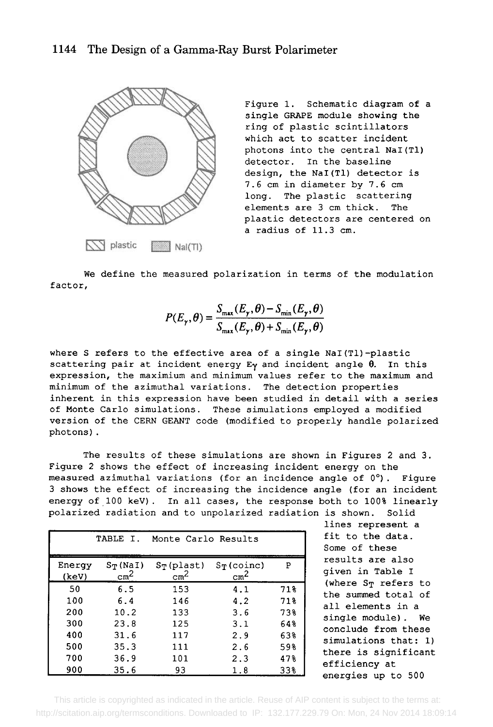Figure 1. Schematic diagram of a single GRAPE module showing the ring of plastic scintillators which act to scatter incident photons into the central NaI(Tl) detector. In the baseline design, the NaI(Tl) detector is 7.6 cm in diameter by 7.6 cm long. The plastic scattering elements are 3 cm thick. The plastic detectors are centered on a radius of 11.3 cm.

We define the measured polarization in terms of the modulation factor,

$$P(E_\gamma, \theta) = \frac{S_{max}(E_\gamma, \theta) - S_{min}(E_\gamma, \theta)}{S_{max}(E_\gamma, \theta) + S_{min}(E_\gamma, \theta)}$$

where S refers to the effective area of a single NaI(Tl)-plastic scattering pair at incident energy $E_\gamma$ and incident angle $\theta$. In this expression, the maximium and minimum values refer to the maximum and minimum of the azimuthal variations. The detection properties inherent in this expression have been studied in detail with a series of Monte Carlo simulations. These simulations employed a modified version of the CERN GEANT code (modified to properly handle polarized photons).

The results of these simulations are shown in Figures 2 and 3. Figure 2 shows the effect of increasing incident energy on the measured azimuthal variations (for an incidence angle of 0°). Figure 3 shows the effect of increasing the incidence angle (for an incident energy of 100 keV). In all cases, the response both to 100% linearly polarized radiation and to unpolarized radiation is shown. Solid lines represent a fit to the data. Some of these results are also given in Table I (where $S_T$ refers to the summed total of all elements in a single module). We conclude from these simulations that: 1) there is significant efficiency at energies up to 500

TABLE I. Monte Carlo Results

| Energy (keV) | $S_T$(NaI) $cm^2$ | $S_T$(plast) $cm^2$ | $S_T$(coinc) $cm^2$ | P |
|---|---|---|---|---|
| 50 | 6.5 | 153 | 4.1 | 71% |
| 100 | 6.4 | 146 | 4.2 | 71% |
| 200 | 10.2 | 133 | 3.6 | 73% |
| 300 | 23.8 | 125 | 3.1 | 64% |
| 400 | 31.6 | 117 | 2.9 | 63% |
| 500 | 35.3 | 111 | 2.6 | 59% |
| 700 | 36.9 | 101 | 2.3 | 47% |
| 900 | 35.6 | 93 | 1.8 | 33% |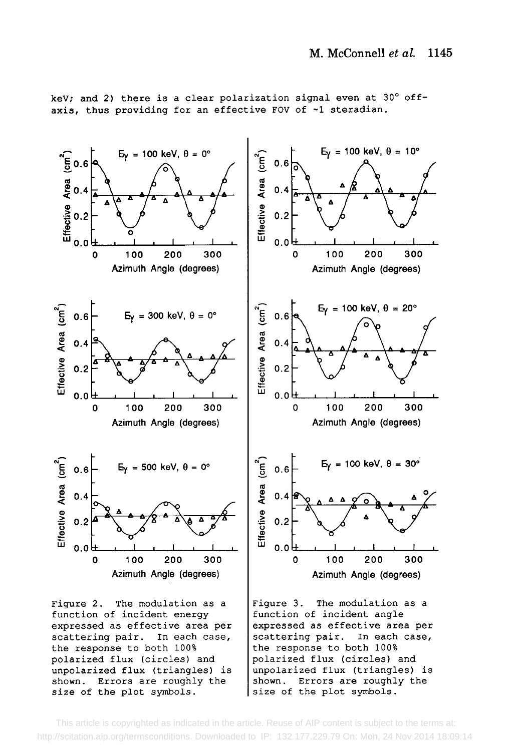keV; and 2) there is a clear polarization signal even at 30° off-axis, thus providing for an effective FOV of ~1 steradian.

Figure 2. The modulation as a function of incident energy expressed as effective area per scattering pair. In each case, the response to both 100% polarized flux (circles) and unpolarized flux (triangles) is shown. Errors are roughly the size of the plot symbols.

Figure 3. The modulation as a function of incident angle expressed as effective area per scattering pair. In each case, the response to both 100% polarized flux (circles) and unpolarized flux (triangles) is shown. Errors are roughly the size of the plot symbols.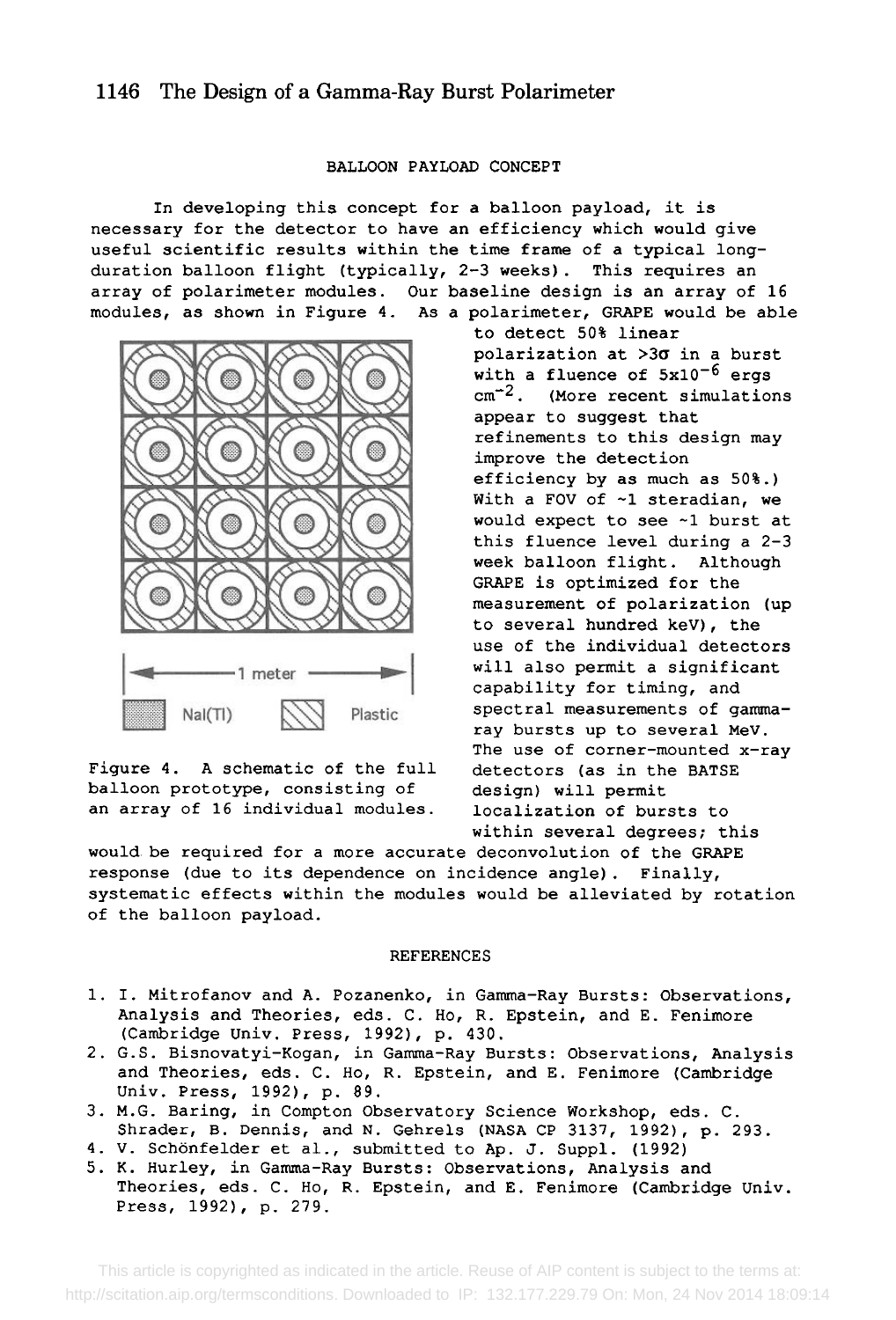## BALLOON PAYLOAD CONCEPT

In developing this concept for a balloon payload, it is necessary for the detector to have an efficiency which would give useful scientific results within the time frame of a typical long-duration balloon flight (typically, 2-3 weeks). This requires an array of polarimeter modules. Our baseline design is an array of 16 modules, as shown in Figure 4. As a polarimeter, GRAPE would be able to detect 50% linear polarization at >3σ in a burst with a fluence of $5 \times 10^{-6}$ ergs $cm^{-2}$. (More recent simulations appear to suggest that refinements to this design may improve the detection efficiency by as much as 50%.) With a FOV of ~1 steradian, we would expect to see ~1 burst at this fluence level during a 2-3 week balloon flight. Although GRAPE is optimized for the measurement of polarization (up to several hundred keV), the use of the individual detectors will also permit a significant capability for timing, and spectral measurements of gamma-ray bursts up to several MeV. The use of corner-mounted x-ray detectors (as in the BATSE design) will permit localization of bursts to within several degrees; this would be required for a more accurate deconvolution of the GRAPE response (due to its dependence on incidence angle). Finally, systematic effects within the modules would be alleviated by rotation of the balloon payload.

1 meter

NaI(Tl)

Plastic

Figure 4. A schematic of the full balloon prototype, consisting of an array of 16 individual modules.

## REFERENCES

1. I. Mitrofanov and A. Pozanenko, in Gamma-Ray Bursts: Observations, Analysis and Theories, eds. C. Ho, R. Epstein, and E. Fenimore (Cambridge Univ. Press, 1992), p. 430.
2. G.S. Bisnovatyi-Kogan, in Gamma-Ray Bursts: Observations, Analysis and Theories, eds. C. Ho, R. Epstein, and E. Fenimore (Cambridge Univ. Press, 1992), p. 89.
3. M.G. Baring, in Compton Observatory Science Workshop, eds. C. Shrader, B. Dennis, and N. Gehrels (NASA CP 3137, 1992), p. 293.
4. V. Schönfelder et al., submitted to Ap. J. Suppl. (1992)
5. K. Hurley, in Gamma-Ray Bursts: Observations, Analysis and Theories, eds. C. Ho, R. Epstein, and E. Fenimore (Cambridge Univ. Press, 1992), p. 279.